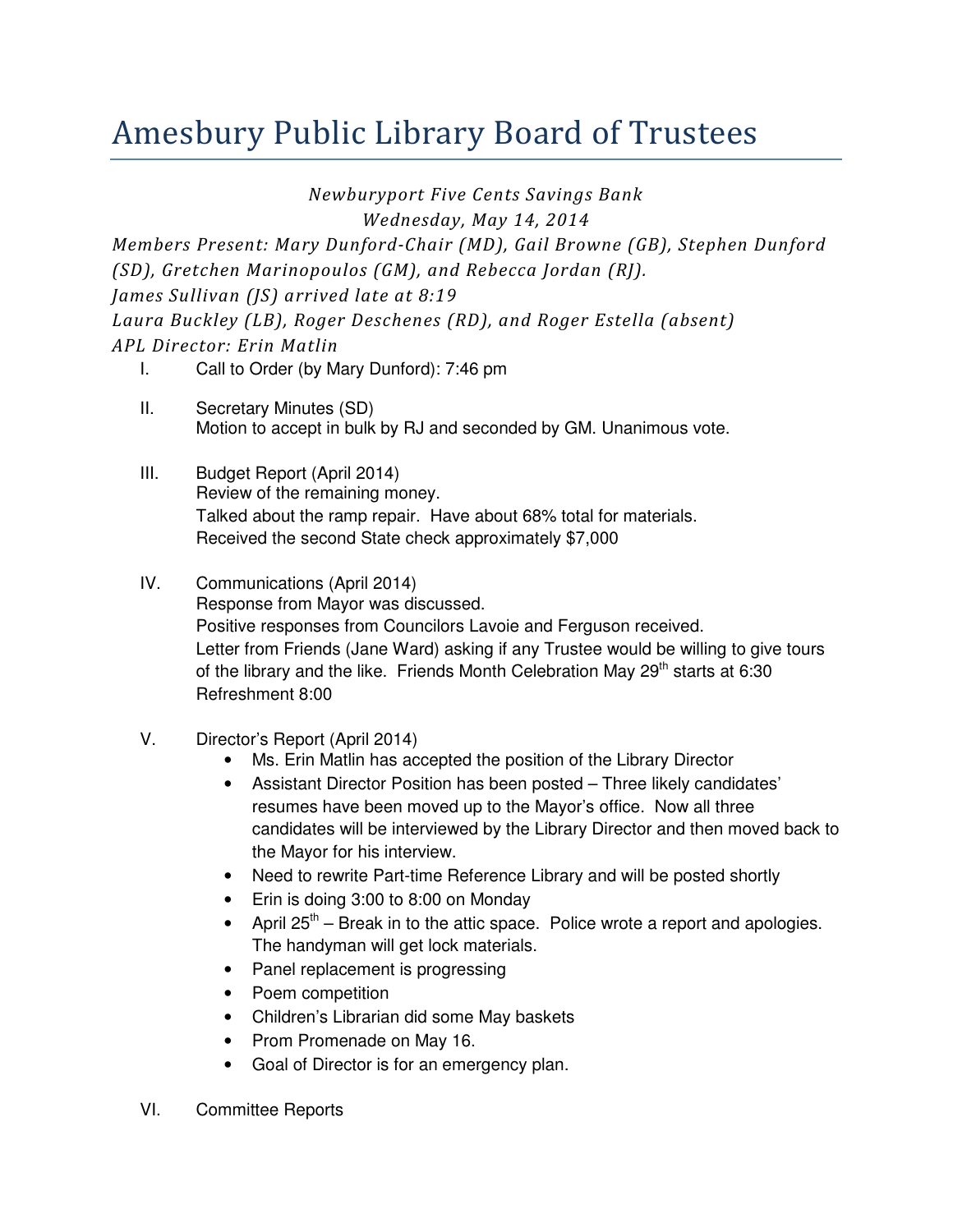# Amesbury Public Library Board of Trustees

*Newburyport Five Cents Savings Bank*
*Wednesday, May 14, 2014*

*Members Present: Mary Dunford-Chair (MD), Gail Browne (GB), Stephen Dunford (SD), Gretchen Marinopoulos (GM), and Rebecca Jordan (RJ).*
*James Sullivan (JS) arrived late at 8:19*
*Laura Buckley (LB), Roger Deschenes (RD), and Roger Estella (absent)*
*APL Director: Erin Matlin*

I. Call to Order (by Mary Dunford): 7:46 pm

II. Secretary Minutes (SD)
Motion to accept in bulk by RJ and seconded by GM. Unanimous vote.

III. Budget Report (April 2014)
Review of the remaining money.
Talked about the ramp repair. Have about 68% total for materials.
Received the second State check approximately $7,000

IV. Communications (April 2014)
Response from Mayor was discussed.
Positive responses from Councilors Lavoie and Ferguson received.
Letter from Friends (Jane Ward) asking if any Trustee would be willing to give tours of the library and the like. Friends Month Celebration May 29th starts at 6:30 Refreshment 8:00

V. Director's Report (April 2014)
- Ms. Erin Matlin has accepted the position of the Library Director
- Assistant Director Position has been posted – Three likely candidates' resumes have been moved up to the Mayor's office. Now all three candidates will be interviewed by the Library Director and then moved back to the Mayor for his interview.
- Need to rewrite Part-time Reference Library and will be posted shortly
- Erin is doing 3:00 to 8:00 on Monday
- April 25th – Break in to the attic space. Police wrote a report and apologies. The handyman will get lock materials.
- Panel replacement is progressing
- Poem competition
- Children's Librarian did some May baskets
- Prom Promenade on May 16.
- Goal of Director is for an emergency plan.

VI. Committee Reports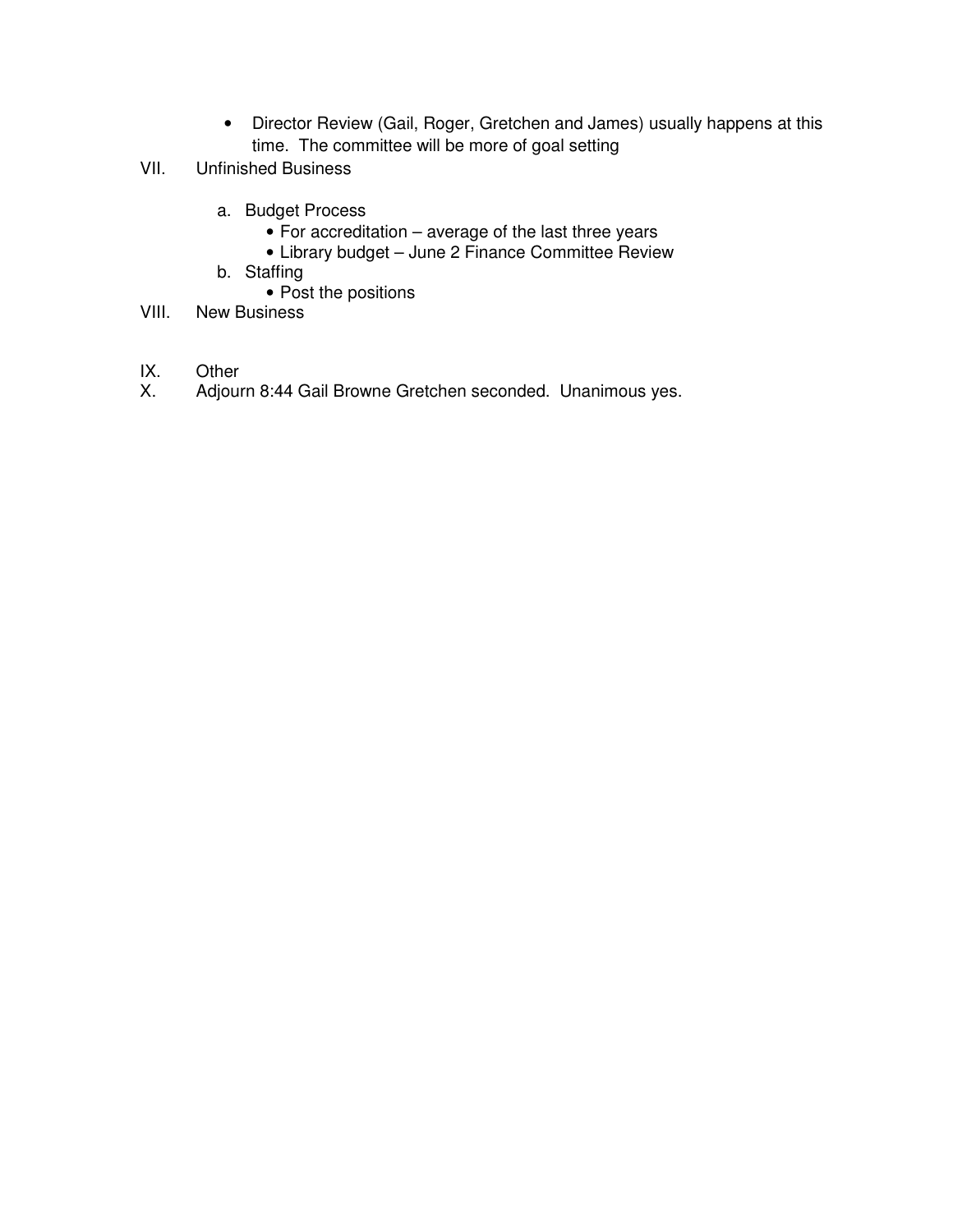- Director Review (Gail, Roger, Gretchen and James) usually happens at this time. The committee will be more of goal setting

VII. Unfinished Business

   a. Budget Process
      - For accreditation – average of the last three years
      - Library budget – June 2 Finance Committee Review

   b. Staffing
      - Post the positions

VIII. New Business

IX. Other

X. Adjourn 8:44 Gail Browne Gretchen seconded. Unanimous yes.